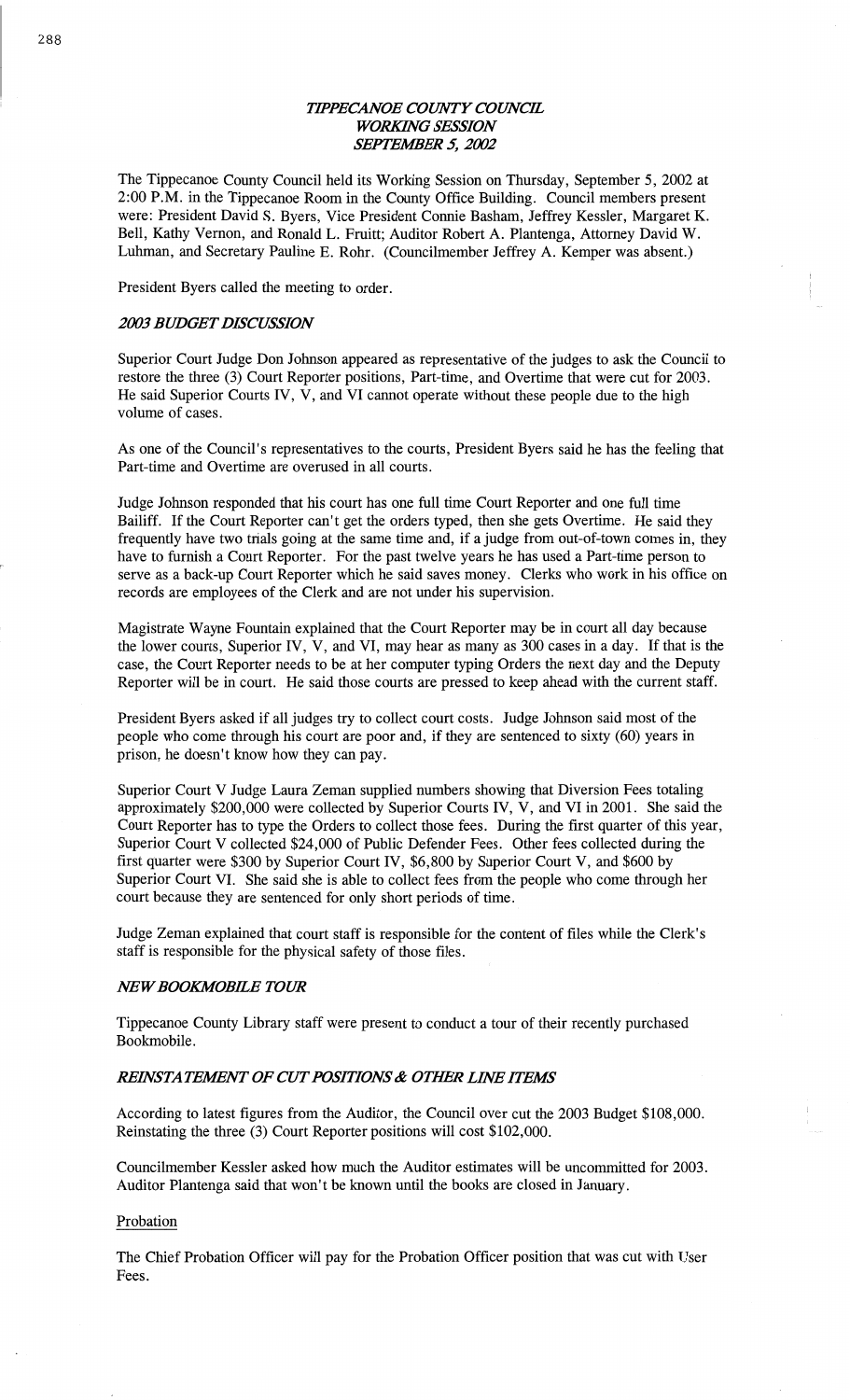# *TIPPECANOE COUNTY COUNCIL*
## *WORKING SESSION*
## *SEPTEMBER 5, 2002*

The Tippecanoe County Council held its Working Session on Thursday, September 5, 2002 at 2:00 P.M. in the Tippecanoe Room in the County Office Building. Council members present were: President David S. Byers, Vice President Connie Basham, Jeffrey Kessler, Margaret K. Bell, Kathy Vernon, and Ronald L. Fruitt; Auditor Robert A. Plantenga, Attorney David W. Luhman, and Secretary Pauline E. Rohr. (Councilmember Jeffrey A. Kemper was absent.)

President Byers called the meeting to order.

### *2003 BUDGET DISCUSSION*

Superior Court Judge Don Johnson appeared as representative of the judges to ask the Council to restore the three (3) Court Reporter positions, Part-time, and Overtime that were cut for 2003. He said Superior Courts IV, V, and VI cannot operate without these people due to the high volume of cases.

As one of the Council's representatives to the courts, President Byers said he has the feeling that Part-time and Overtime are overused in all courts.

Judge Johnson responded that his court has one full time Court Reporter and one full time Bailiff. If the Court Reporter can't get the orders typed, then she gets Overtime. He said they frequently have two trials going at the same time and, if a judge from out-of-town comes in, they have to furnish a Court Reporter. For the past twelve years he has used a Part-time person to serve as a back-up Court Reporter which he said saves money. Clerks who work in his office on records are employees of the Clerk and are not under his supervision.

Magistrate Wayne Fountain explained that the Court Reporter may be in court all day because the lower courts, Superior IV, V, and VI, may hear as many as 300 cases in a day. If that is the case, the Court Reporter needs to be at her computer typing Orders the next day and the Deputy Reporter will be in court. He said those courts are pressed to keep ahead with the current staff.

President Byers asked if all judges try to collect court costs. Judge Johnson said most of the people who come through his court are poor and, if they are sentenced to sixty (60) years in prison, he doesn't know how they can pay.

Superior Court V Judge Laura Zeman supplied numbers showing that Diversion Fees totaling approximately $200,000 were collected by Superior Courts IV, V, and VI in 2001. She said the Court Reporter has to type the Orders to collect those fees. During the first quarter of this year, Superior Court V collected $24,000 of Public Defender Fees. Other fees collected during the first quarter were $300 by Superior Court IV, $6,800 by Superior Court V, and $600 by Superior Court VI. She said she is able to collect fees from the people who come through her court because they are sentenced for only short periods of time.

Judge Zeman explained that court staff is responsible for the content of files while the Clerk's staff is responsible for the physical safety of those files.

### *NEW BOOKMOBILE TOUR*

Tippecanoe County Library staff were present to conduct a tour of their recently purchased Bookmobile.

### *REINSTATEMENT OF CUT POSITIONS & OTHER LINE ITEMS*

According to latest figures from the Auditor, the Council over cut the 2003 Budget $108,000. Reinstating the three (3) Court Reporter positions will cost $102,000.

Councilmember Kessler asked how much the Auditor estimates will be uncommitted for 2003. Auditor Plantenga said that won't be known until the books are closed in January.

#### Probation

The Chief Probation Officer will pay for the Probation Officer position that was cut with User Fees.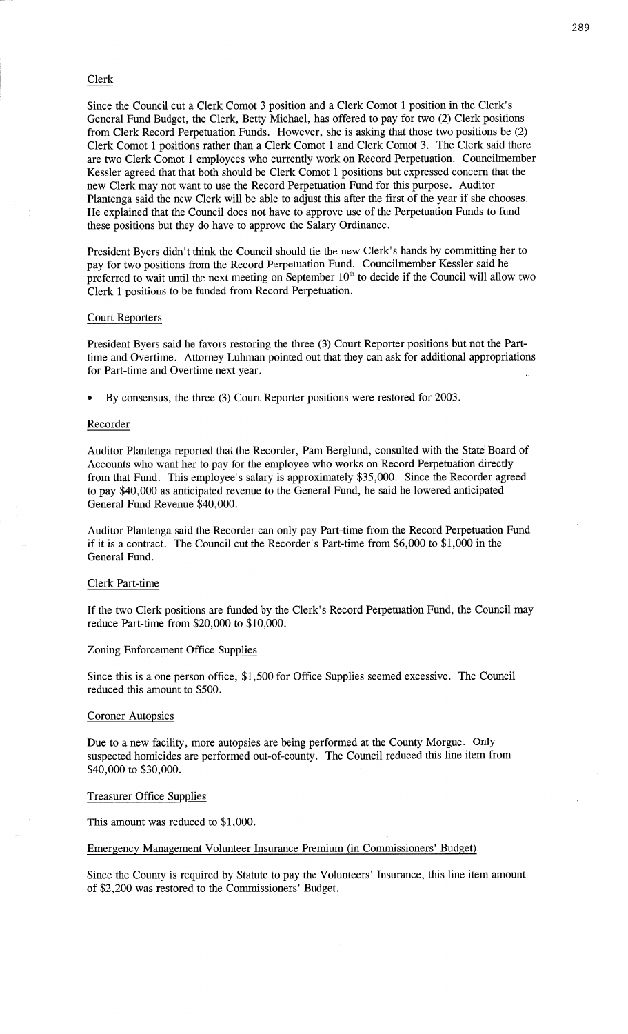Clerk

Since the Council cut a Clerk Comot 3 position and a Clerk Comot 1 position in the Clerk's General Fund Budget, the Clerk, Betty Michael, has offered to pay for two (2) Clerk positions from Clerk Record Perpetuation Funds. However, she is asking that those two positions be (2) Clerk Comot 1 positions rather than a Clerk Comot 1 and Clerk Comot 3. The Clerk said there are two Clerk Comot 1 employees who currently work on Record Perpetuation. Councilmember Kessler agreed that that both should be Clerk Comot 1 positions but expressed concern that the new Clerk may not want to use the Record Perpetuation Fund for this purpose. Auditor Plantenga said the new Clerk will be able to adjust this after the first of the year if she chooses. He explained that the Council does not have to approve use of the Perpetuation Funds to fund these positions but they do have to approve the Salary Ordinance.

President Byers didn't think the Council should tie the new Clerk's hands by committing her to pay for two positions from the Record Perpetuation Fund. Councilmember Kessler said he preferred to wait until the next meeting on September 10th to decide if the Council will allow two Clerk 1 positions to be funded from Record Perpetuation.

Court Reporters

President Byers said he favors restoring the three (3) Court Reporter positions but not the Part-time and Overtime. Attorney Luhman pointed out that they can ask for additional appropriations for Part-time and Overtime next year.

- By consensus, the three (3) Court Reporter positions were restored for 2003.

Recorder

Auditor Plantenga reported that the Recorder, Pam Berglund, consulted with the State Board of Accounts who want her to pay for the employee who works on Record Perpetuation directly from that Fund. This employee's salary is approximately $35,000. Since the Recorder agreed to pay $40,000 as anticipated revenue to the General Fund, he said he lowered anticipated General Fund Revenue $40,000.

Auditor Plantenga said the Recorder can only pay Part-time from the Record Perpetuation Fund if it is a contract. The Council cut the Recorder's Part-time from $6,000 to $1,000 in the General Fund.

Clerk Part-time

If the two Clerk positions are funded by the Clerk's Record Perpetuation Fund, the Council may reduce Part-time from $20,000 to $10,000.

Zoning Enforcement Office Supplies

Since this is a one person office, $1,500 for Office Supplies seemed excessive. The Council reduced this amount to $500.

Coroner Autopsies

Due to a new facility, more autopsies are being performed at the County Morgue. Only suspected homicides are performed out-of-county. The Council reduced this line item from $40,000 to $30,000.

Treasurer Office Supplies

This amount was reduced to $1,000.

Emergency Management Volunteer Insurance Premium (in Commissioners' Budget)

Since the County is required by Statute to pay the Volunteers' Insurance, this line item amount of $2,200 was restored to the Commissioners' Budget.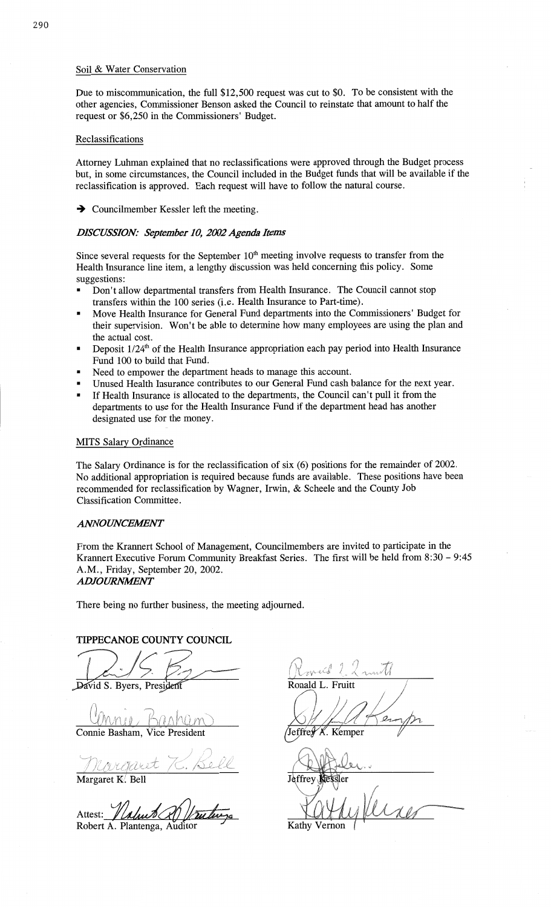Soil & Water Conservation

Due to miscommunication, the full $12,500 request was cut to $0. To be consistent with the other agencies, Commissioner Benson asked the Council to reinstate that amount to half the request or $6,250 in the Commissioners' Budget.

Reclassifications

Attorney Luhman explained that no reclassifications were approved through the Budget process but, in some circumstances, the Council included in the Budget funds that will be available if the reclassification is approved. Each request will have to follow the natural course.

→ Councilmember Kessler left the meeting.

*DISCUSSION: September 10, 2002 Agenda Items*

Since several requests for the September 10th meeting involve requests to transfer from the Health Insurance line item, a lengthy discussion was held concerning this policy. Some suggestions:

- Don't allow departmental transfers from Health Insurance. The Council cannot stop transfers within the 100 series (i.e. Health Insurance to Part-time).
- Move Health Insurance for General Fund departments into the Commissioners' Budget for their supervision. Won't be able to determine how many employees are using the plan and the actual cost.
- Deposit 1/24th of the Health Insurance appropriation each pay period into Health Insurance Fund 100 to build that Fund.
- Need to empower the department heads to manage this account.
- Unused Health Insurance contributes to our General Fund cash balance for the next year.
- If Health Insurance is allocated to the departments, the Council can't pull it from the departments to use for the Health Insurance Fund if the department head has another designated use for the money.

MITS Salary Ordinance

The Salary Ordinance is for the reclassification of six (6) positions for the remainder of 2002. No additional appropriation is required because funds are available. These positions have been recommended for reclassification by Wagner, Irwin, & Scheele and the County Job Classification Committee.

*ANNOUNCEMENT*

From the Krannert School of Management, Councilmembers are invited to participate in the Krannert Executive Forum Community Breakfast Series. The first will be held from 8:30 – 9:45 A.M., Friday, September 20, 2002.

*ADJOURNMENT*

There being no further business, the meeting adjourned.

**TIPPECANOE COUNTY COUNCIL**

David S. Byers, President

Connie Basham, Vice President

Margaret K. Bell

Ronald L. Fruitt

Jeffrey A. Kemper

Jeffrey Kessler

Kathy Vernon

Attest: Robert A. Plantenga, Auditor